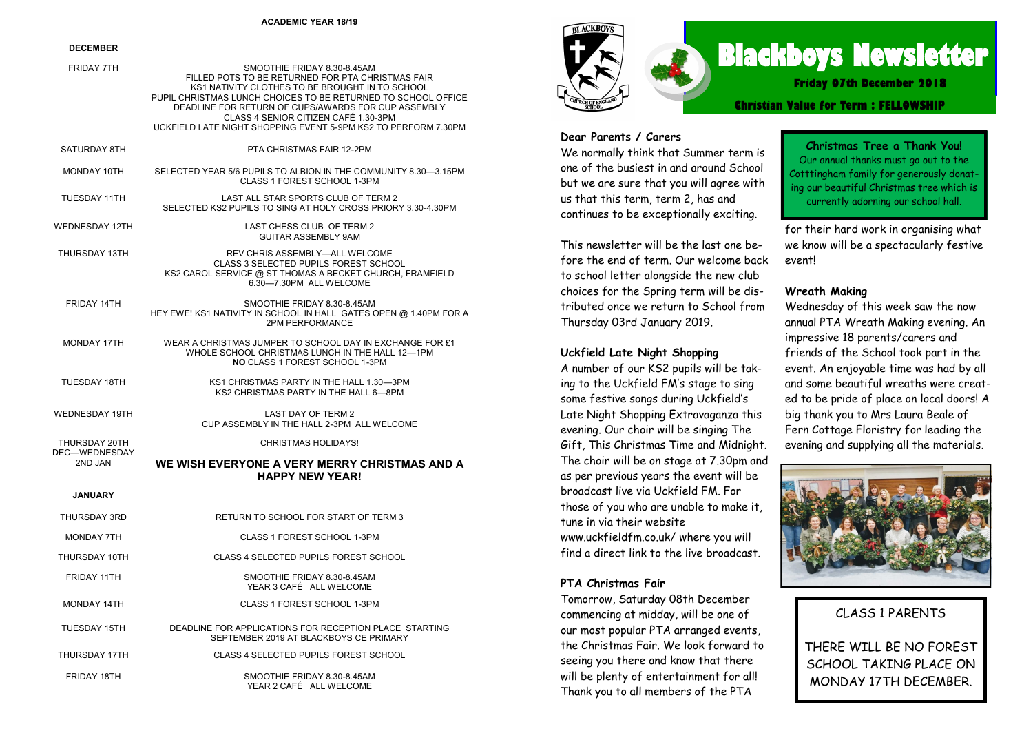## ACADEMIC YEAR 18/19

| DECEMBER | |
|---|---|
| FRIDAY 7TH | SMOOTHIE FRIDAY 8.30-8.45AM<br>FILLED POTS TO BE RETURNED FOR PTA CHRISTMAS FAIR<br>KS1 NATIVITY CLOTHES TO BE BROUGHT IN TO SCHOOL<br>PUPIL CHRISTMAS LUNCH CHOICES TO BE RETURNED TO SCHOOL OFFICE<br>DEADLINE FOR RETURN OF CUPS/AWARDS FOR CUP ASSEMBLY<br>CLASS 4 SENIOR CITIZEN CAFÉ 1.30-3PM<br>UCKFIELD LATE NIGHT SHOPPING EVENT 5-9PM KS2 TO PERFORM 7.30PM |
| SATURDAY 8TH | PTA CHRISTMAS FAIR 12-2PM |
| MONDAY 10TH | SELECTED YEAR 5/6 PUPILS TO ALBION IN THE COMMUNITY 8.30—3.15PM<br>CLASS 1 FOREST SCHOOL 1-3PM |
| TUESDAY 11TH | LAST ALL STAR SPORTS CLUB OF TERM 2<br>SELECTED KS2 PUPILS TO SING AT HOLY CROSS PRIORY 3.30-4.30PM |
| WEDNESDAY 12TH | LAST CHESS CLUB OF TERM 2<br>GUITAR ASSEMBLY 9AM |
| THURSDAY 13TH | REV CHRIS ASSEMBLY—ALL WELCOME<br>CLASS 3 SELECTED PUPILS FOREST SCHOOL<br>KS2 CAROL SERVICE @ ST THOMAS A BECKET CHURCH, FRAMFIELD<br>6.30—7.30PM ALL WELCOME |
| FRIDAY 14TH | SMOOTHIE FRIDAY 8.30-8.45AM<br>HEY EWE! KS1 NATIVITY IN SCHOOL IN HALL GATES OPEN @ 1.40PM FOR A 2PM PERFORMANCE |
| MONDAY 17TH | WEAR A CHRISTMAS JUMPER TO SCHOOL DAY IN EXCHANGE FOR £1<br>WHOLE SCHOOL CHRISTMAS LUNCH IN THE HALL 12—1PM<br>**NO** CLASS 1 FOREST SCHOOL 1-3PM |
| TUESDAY 18TH | KS1 CHRISTMAS PARTY IN THE HALL 1.30—3PM<br>KS2 CHRISTMAS PARTY IN THE HALL 6—8PM |
| WEDNESDAY 19TH | LAST DAY OF TERM 2<br>CUP ASSEMBLY IN THE HALL 2-3PM ALL WELCOME |
| THURSDAY 20TH DEC—WEDNESDAY 2ND JAN | CHRISTMAS HOLIDAYS!<br>**WE WISH EVERYONE A VERY MERRY CHRISTMAS AND A HAPPY NEW YEAR!** |
| **JANUARY** | |
| THURSDAY 3RD | RETURN TO SCHOOL FOR START OF TERM 3 |
| MONDAY 7TH | CLASS 1 FOREST SCHOOL 1-3PM |
| THURSDAY 10TH | CLASS 4 SELECTED PUPILS FOREST SCHOOL |
| FRIDAY 11TH | SMOOTHIE FRIDAY 8.30-8.45AM<br>YEAR 3 CAFÉ ALL WELCOME |
| MONDAY 14TH | CLASS 1 FOREST SCHOOL 1-3PM |
| TUESDAY 15TH | DEADLINE FOR APPLICATIONS FOR RECEPTION PLACE STARTING SEPTEMBER 2019 AT BLACKBOYS CE PRIMARY |
| THURSDAY 17TH | CLASS 4 SELECTED PUPILS FOREST SCHOOL |
| FRIDAY 18TH | SMOOTHIE FRIDAY 8.30-8.45AM<br>YEAR 2 CAFÉ ALL WELCOME |

# Blackboys Newsletter

**Friday 07th December 2018**

**Christian Value for Term : FELLOWSHIP**

**Dear Parents / Carers**

We normally think that Summer term is one of the busiest in and around School but we are sure that you will agree with us that this term, term 2, has and continues to be exceptionally exciting.

This newsletter will be the last one before the end of term. Our welcome back to school letter alongside the new club choices for the Spring term will be distributed once we return to School from Thursday 03rd January 2019.

**Uckfield Late Night Shopping**

A number of our KS2 pupils will be taking to the Uckfield FM's stage to sing some festive songs during Uckfield's Late Night Shopping Extravaganza this evening. Our choir will be singing The Gift, This Christmas Time and Midnight. The choir will be on stage at 7.30pm and as per previous years the event will be broadcast live via Uckfield FM. For those of you who are unable to make it, tune in via their website www.uckfieldfm.co.uk/ where you will find a direct link to the live broadcast.

**PTA Christmas Fair**

Tomorrow, Saturday 08th December commencing at midday, will be one of our most popular PTA arranged events, the Christmas Fair. We look forward to seeing you there and know that there will be plenty of entertainment for all! Thank you to all members of the PTA for their hard work in organising what we know will be a spectacularly festive event!

**Christmas Tree a Thank You!**

Our annual thanks must go out to the Cotttingham family for generously donating our beautiful Christmas tree which is currently adorning our school hall.

**Wreath Making**

Wednesday of this week saw the now annual PTA Wreath Making evening. An impressive 18 parents/carers and friends of the School took part in the event. An enjoyable time was had by all and some beautiful wreaths were created to be pride of place on local doors! A big thank you to Mrs Laura Beale of Fern Cottage Floristry for leading the evening and supplying all the materials.

**CLASS 1 PARENTS**

THERE WILL BE NO FOREST SCHOOL TAKING PLACE ON MONDAY 17TH DECEMBER.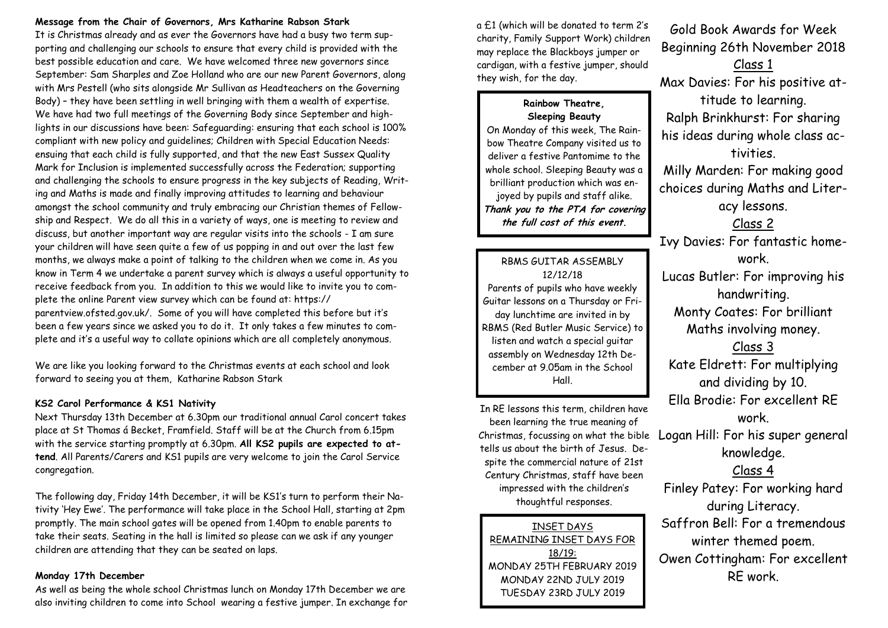**Message from the Chair of Governors, Mrs Katharine Rabson Stark**

It is Christmas already and as ever the Governors have had a busy two term supporting and challenging our schools to ensure that every child is provided with the best possible education and care. We have welcomed three new governors since September: Sam Sharples and Zoe Holland who are our new Parent Governors, along with Mrs Pestell (who sits alongside Mr Sullivan as Headteachers on the Governing Body) – they have been settling in well bringing with them a wealth of expertise. We have had two full meetings of the Governing Body since September and highlights in our discussions have been: Safeguarding: ensuring that each school is 100% compliant with new policy and guidelines; Children with Special Education Needs: ensuing that each child is fully supported, and that the new East Sussex Quality Mark for Inclusion is implemented successfully across the Federation; supporting and challenging the schools to ensure progress in the key subjects of Reading, Writing and Maths is made and finally improving attitudes to learning and behaviour amongst the school community and truly embracing our Christian themes of Fellowship and Respect. We do all this in a variety of ways, one is meeting to review and discuss, but another important way are regular visits into the schools - I am sure your children will have seen quite a few of us popping in and out over the last few months, we always make a point of talking to the children when we come in. As you know in Term 4 we undertake a parent survey which is always a useful opportunity to receive feedback from you. In addition to this we would like to invite you to complete the online Parent view survey which can be found at: https://parentview.ofsted.gov.uk/. Some of you will have completed this before but it's been a few years since we asked you to do it. It only takes a few minutes to complete and it's a useful way to collate opinions which are all completely anonymous.

We are like you looking forward to the Christmas events at each school and look forward to seeing you at them, Katharine Rabson Stark

**KS2 Carol Performance & KS1 Nativity**

Next Thursday 13th December at 6.30pm our traditional annual Carol concert takes place at St Thomas á Becket, Framfield. Staff will be at the Church from 6.15pm with the service starting promptly at 6.30pm. **All KS2 pupils are expected to attend**. All Parents/Carers and KS1 pupils are very welcome to join the Carol Service congregation.

The following day, Friday 14th December, it will be KS1's turn to perform their Nativity 'Hey Ewe'. The performance will take place in the School Hall, starting at 2pm promptly. The main school gates will be opened from 1.40pm to enable parents to take their seats. Seating in the hall is limited so please can we ask if any younger children are attending that they can be seated on laps.

**Monday 17th December**

As well as being the whole school Christmas lunch on Monday 17th December we are also inviting children to come into School wearing a festive jumper. In exchange for a £1 (which will be donated to term 2's charity, Family Support Work) children may replace the Blackboys jumper or cardigan, with a festive jumper, should they wish, for the day.

**Rainbow Theatre, Sleeping Beauty**

On Monday of this week, The Rainbow Theatre Company visited us to deliver a festive Pantomime to the whole school. Sleeping Beauty was a brilliant production which was enjoyed by pupils and staff alike. ***Thank you to the PTA for covering the full cost of this event.***

RBMS GUITAR ASSEMBLY 12/12/18

Parents of pupils who have weekly Guitar lessons on a Thursday or Friday lunchtime are invited in by RBMS (Red Butler Music Service) to listen and watch a special guitar assembly on Wednesday 12th December at 9.05am in the School Hall.

In RE lessons this term, children have been learning the true meaning of Christmas, focussing on what the bible tells us about the birth of Jesus. Despite the commercial nature of 21st Century Christmas, staff have been impressed with the children's thoughtful responses.

INSET DAYS

REMAINING INSET DAYS FOR 18/19:

MONDAY 25TH FEBRUARY 2019

MONDAY 22ND JULY 2019

TUESDAY 23RD JULY 2019

Gold Book Awards for Week Beginning 26th November 2018

Class 1

Max Davies: For his positive attitude to learning.

Ralph Brinkhurst: For sharing his ideas during whole class activities.

Milly Marden: For making good choices during Maths and Literacy lessons.

Class 2

Ivy Davies: For fantastic homework.

Lucas Butler: For improving his handwriting.

Monty Coates: For brilliant Maths involving money.

Class 3

Kate Eldrett: For multiplying and dividing by 10.

Ella Brodie: For excellent RE work.

Logan Hill: For his super general knowledge.

Class 4

Finley Patey: For working hard during Literacy.

Saffron Bell: For a tremendous winter themed poem.

Owen Cottingham: For excellent RE work.